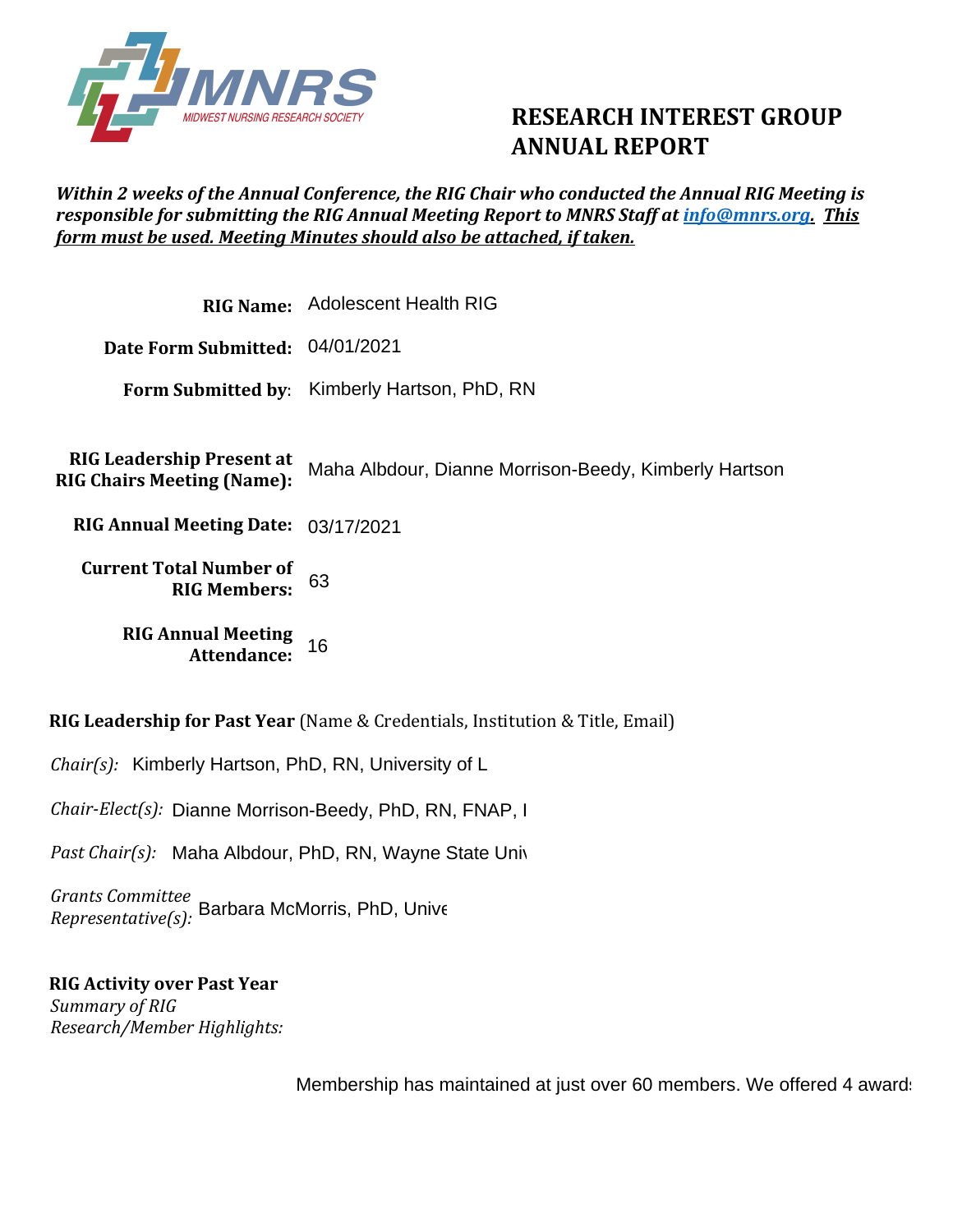MNRS

MIDWEST NURSING RESEARCH SOCIETY

# RESEARCH INTEREST GROUP ANNUAL REPORT

***Within 2 weeks of the Annual Conference, the RIG Chair who conducted the Annual RIG Meeting is responsible for submitting the RIG Annual Meeting Report to MNRS Staff at info@mnrs.org. This form must be used. Meeting Minutes should also be attached, if taken.***

**RIG Name:** Adolescent Health RIG

**Date Form Submitted:** 04/01/2021

**Form Submitted by:** Kimberly Hartson, PhD, RN

**RIG Leadership Present at RIG Chairs Meeting (Name):** Maha Albdour, Dianne Morrison-Beedy, Kimberly Hartson

**RIG Annual Meeting Date:** 03/17/2021

**Current Total Number of RIG Members:** 63

**RIG Annual Meeting Attendance:** 16

**RIG Leadership for Past Year** (Name & Credentials, Institution & Title, Email)

*Chair(s):* Kimberly Hartson, PhD, RN, University of L

*Chair-Elect(s):* Dianne Morrison-Beedy, PhD, RN, FNAP, I

*Past Chair(s):* Maha Albdour, PhD, RN, Wayne State Univ

*Grants Committee Representative(s):* Barbara McMorris, PhD, Unive

**RIG Activity over Past Year**

*Summary of RIG Research/Member Highlights:*

Membership has maintained at just over 60 members. We offered 4 award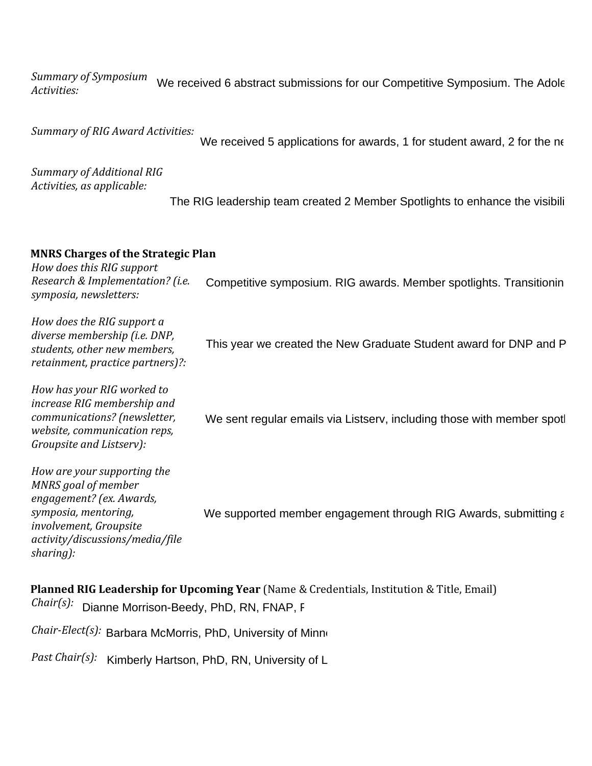*Summary of Symposium Activities:* We received 6 abstract submissions for our Competitive Symposium. The Adole

*Summary of RIG Award Activities:* We received 5 applications for awards, 1 for student award, 2 for the ne

*Summary of Additional RIG Activities, as applicable:* The RIG leadership team created 2 Member Spotlights to enhance the visibili

**MNRS Charges of the Strategic Plan**

*How does this RIG support Research & Implementation? (i.e. symposia, newsletters:* Competitive symposium. RIG awards. Member spotlights. Transitionin

*How does the RIG support a diverse membership (i.e. DNP, students, other new members, retainment, practice partners)?:* This year we created the New Graduate Student award for DNP and P

*How has your RIG worked to increase RIG membership and communications? (newsletter, website, communication reps, Groupsite and Listserv):* We sent regular emails via Listserv, including those with member spotl

*How are your supporting the MNRS goal of member engagement? (ex. Awards, symposia, mentoring, involvement, Groupsite activity/discussions/media/file sharing):* We supported member engagement through RIG Awards, submitting a

**Planned RIG Leadership for Upcoming Year** (Name & Credentials, Institution & Title, Email)

*Chair(s):* Dianne Morrison-Beedy, PhD, RN, FNAP, F

*Chair-Elect(s):* Barbara McMorris, PhD, University of Minn

*Past Chair(s):* Kimberly Hartson, PhD, RN, University of L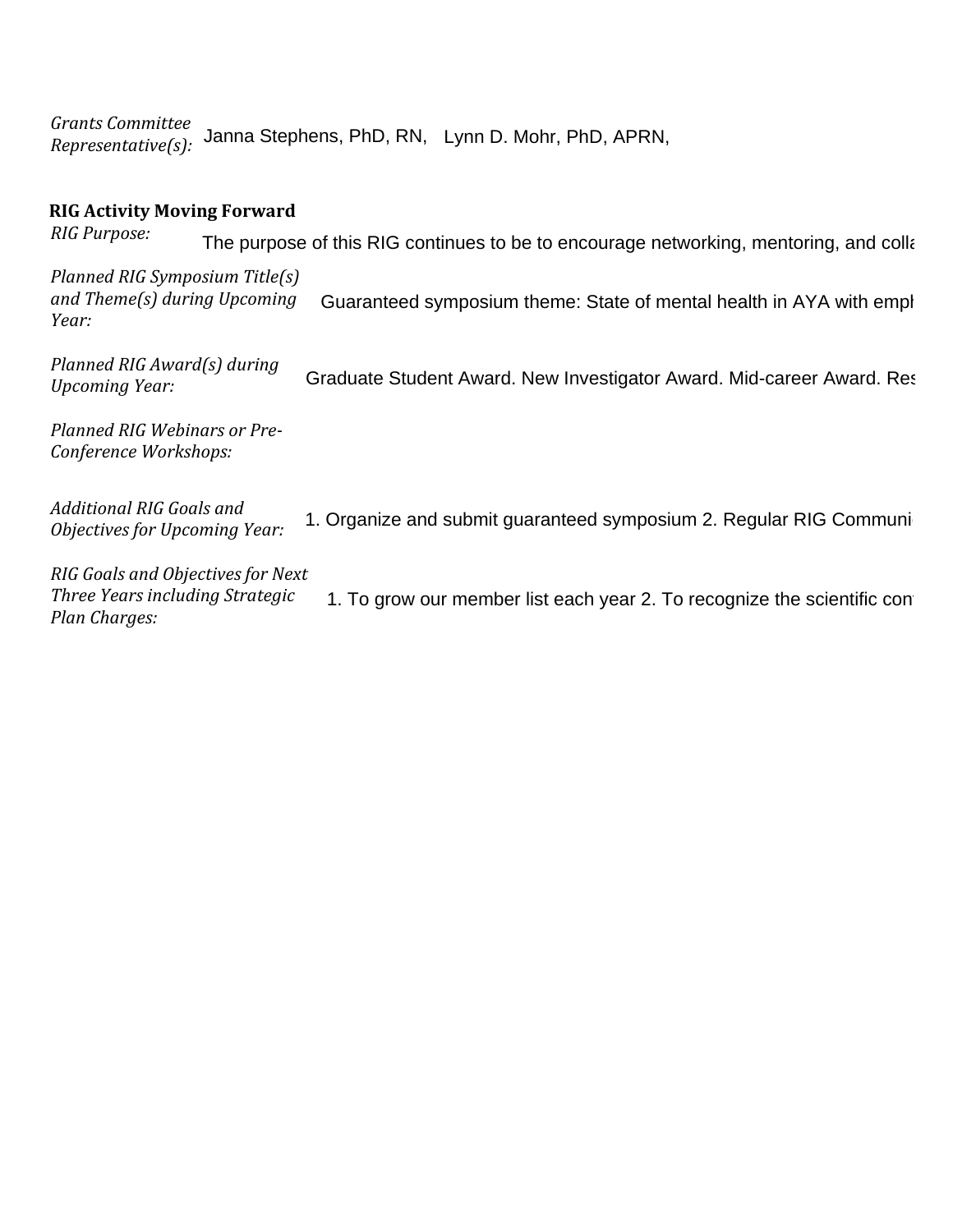*Grants Committee Representative(s):* Janna Stephens, PhD, RN, Lynn D. Mohr, PhD, APRN,

**RIG Activity Moving Forward**

*RIG Purpose:* The purpose of this RIG continues to be to encourage networking, mentoring, and colla

*Planned RIG Symposium Title(s) and Theme(s) during Upcoming Year:* Guaranteed symposium theme: State of mental health in AYA with empl

*Planned RIG Award(s) during Upcoming Year:* Graduate Student Award. New Investigator Award. Mid-career Award. Res

*Planned RIG Webinars or Pre-Conference Workshops:*

*Additional RIG Goals and Objectives for Upcoming Year:* 1. Organize and submit guaranteed symposium 2. Regular RIG Communi

*RIG Goals and Objectives for Next Three Years including Strategic Plan Charges:* 1. To grow our member list each year 2. To recognize the scientific con